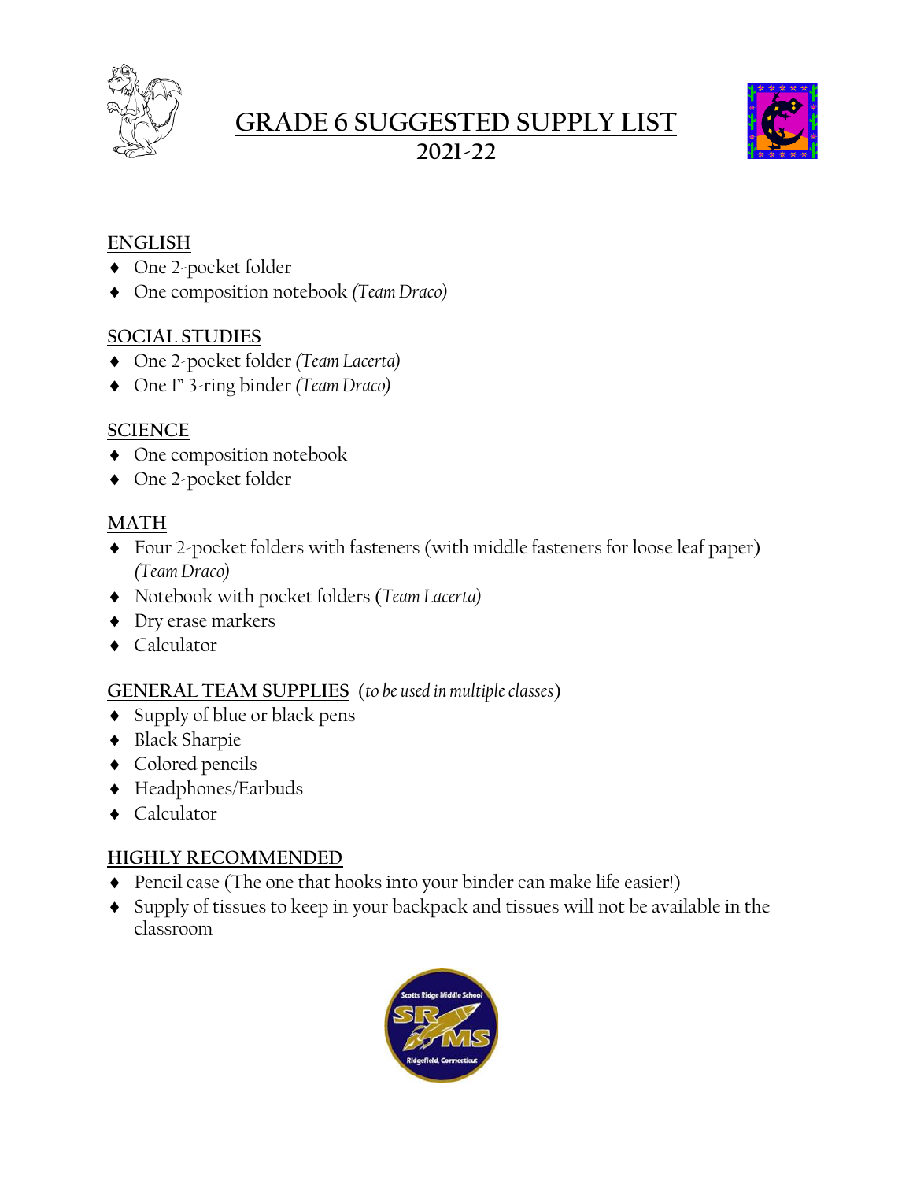# GRADE 6 SUGGESTED SUPPLY LIST
## 2021-22

### ENGLISH

- One 2-pocket folder
- One composition notebook *(Team Draco)*

### SOCIAL STUDIES

- One 2-pocket folder *(Team Lacerta)*
- One 1" 3-ring binder *(Team Draco)*

### SCIENCE

- One composition notebook
- One 2-pocket folder

### MATH

- Four 2-pocket folders with fasteners (with middle fasteners for loose leaf paper) *(Team Draco)*
- Notebook with pocket folders (*Team Lacerta)*
- Dry erase markers
- Calculator

### GENERAL TEAM SUPPLIES (*to be used in multiple classes*)

- Supply of blue or black pens
- Black Sharpie
- Colored pencils
- Headphones/Earbuds
- Calculator

### HIGHLY RECOMMENDED

- Pencil case (The one that hooks into your binder can make life easier!)
- Supply of tissues to keep in your backpack and tissues will not be available in the classroom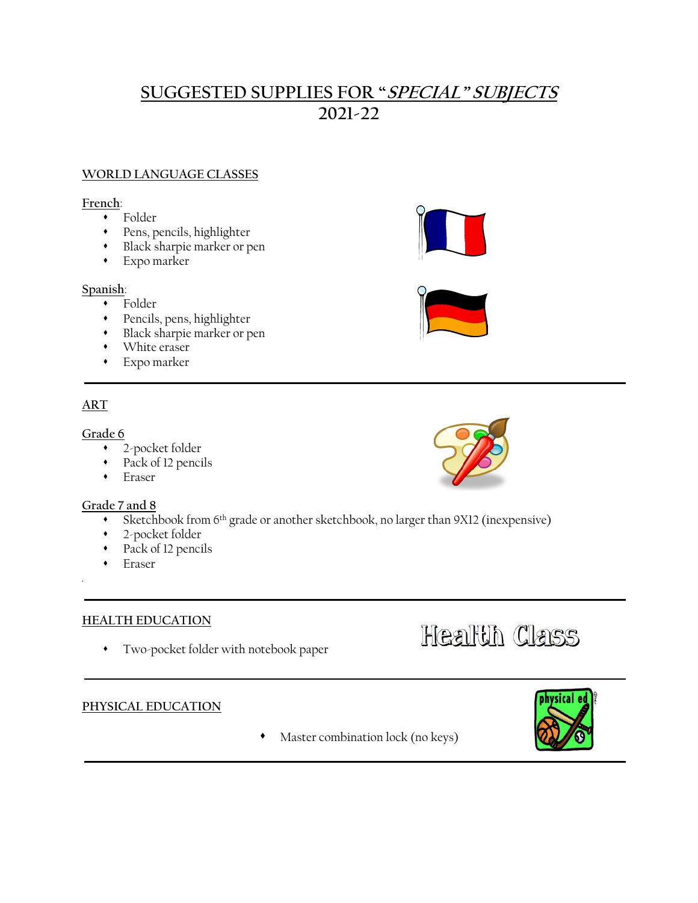# SUGGESTED SUPPLIES FOR "*SPECIAL" SUBJECTS*
# 2021-22

## WORLD LANGUAGE CLASSES

### French:

- Folder
- Pens, pencils, highlighter
- Black sharpie marker or pen
- Expo marker

### Spanish:

- Folder
- Pencils, pens, highlighter
- Black sharpie marker or pen
- White eraser
- Expo marker

---

## ART

### Grade 6

- 2-pocket folder
- Pack of 12 pencils
- Eraser

### Grade 7 and 8

- Sketchbook from 6th grade or another sketchbook, no larger than 9X12 (inexpensive)
- 2-pocket folder
- Pack of 12 pencils
- Eraser

---

## HEALTH EDUCATION

- Two-pocket folder with notebook paper

---

## PHYSICAL EDUCATION

- Master combination lock (no keys)